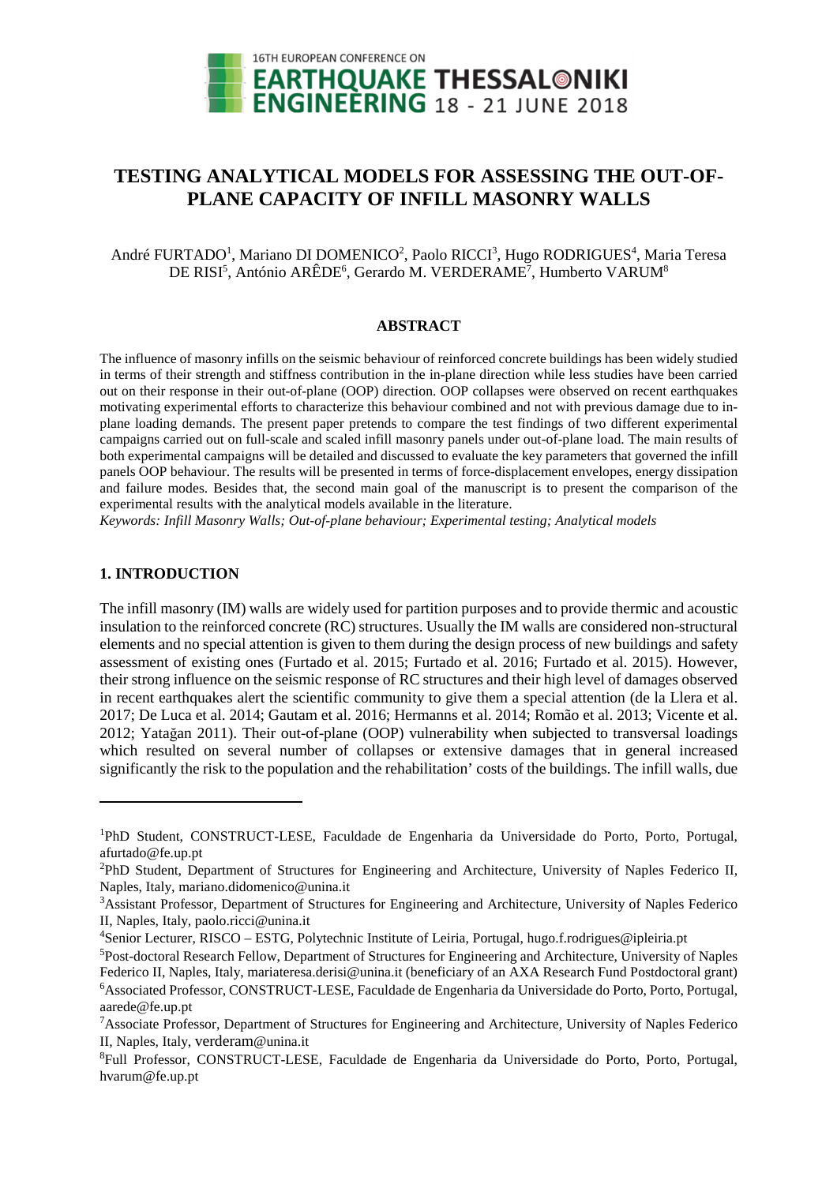# TESTING ANALYTICAL MODELS FOR ASSESSING THE OUT-OF-PLANE CAPACITY OF INFILL MASONRY WALLS

André FURTADO[1], Mariano DI DOMENICO[2], Paolo RICCI[3], Hugo RODRIGUES[4], Maria Teresa DE RISI[5], António ARÊDE[6], Gerardo M. VERDERAME[7], Humberto VARUM[8]

## ABSTRACT

The influence of masonry infills on the seismic behaviour of reinforced concrete buildings has been widely studied in terms of their strength and stiffness contribution in the in-plane direction while less studies have been carried out on their response in their out-of-plane (OOP) direction. OOP collapses were observed on recent earthquakes motivating experimental efforts to characterize this behaviour combined and not with previous damage due to in-plane loading demands. The present paper pretends to compare the test findings of two different experimental campaigns carried out on full-scale and scaled infill masonry panels under out-of-plane load. The main results of both experimental campaigns will be detailed and discussed to evaluate the key parameters that governed the infill panels OOP behaviour. The results will be presented in terms of force-displacement envelopes, energy dissipation and failure modes. Besides that, the second main goal of the manuscript is to present the comparison of the experimental results with the analytical models available in the literature.

*Keywords: Infill Masonry Walls; Out-of-plane behaviour; Experimental testing; Analytical models*

## 1. INTRODUCTION

The infill masonry (IM) walls are widely used for partition purposes and to provide thermic and acoustic insulation to the reinforced concrete (RC) structures. Usually the IM walls are considered non-structural elements and no special attention is given to them during the design process of new buildings and safety assessment of existing ones (Furtado et al. 2015; Furtado et al. 2016; Furtado et al. 2015). However, their strong influence on the seismic response of RC structures and their high level of damages observed in recent earthquakes alert the scientific community to give them a special attention (de la Llera et al. 2017; De Luca et al. 2014; Gautam et al. 2016; Hermanns et al. 2014; Romão et al. 2013; Vicente et al. 2012; Yatağan 2011). Their out-of-plane (OOP) vulnerability when subjected to transversal loadings which resulted on several number of collapses or extensive damages that in general increased significantly the risk to the population and the rehabilitation' costs of the buildings. The infill walls, due

---

[1]PhD Student, CONSTRUCT-LESE, Faculdade de Engenharia da Universidade do Porto, Porto, Portugal, afurtado@fe.up.pt

[2]PhD Student, Department of Structures for Engineering and Architecture, University of Naples Federico II, Naples, Italy, mariano.didomenico@unina.it

[3]Assistant Professor, Department of Structures for Engineering and Architecture, University of Naples Federico II, Naples, Italy, paolo.ricci@unina.it

[4]Senior Lecturer, RISCO – ESTG, Polytechnic Institute of Leiria, Portugal, hugo.f.rodrigues@ipleiria.pt

[5]Post-doctoral Research Fellow, Department of Structures for Engineering and Architecture, University of Naples Federico II, Naples, Italy, mariateresa.derisi@unina.it (beneficiary of an AXA Research Fund Postdoctoral grant)

[6]Associated Professor, CONSTRUCT-LESE, Faculdade de Engenharia da Universidade do Porto, Porto, Portugal, aarede@fe.up.pt

[7]Associate Professor, Department of Structures for Engineering and Architecture, University of Naples Federico II, Naples, Italy, verderam@unina.it

[8]Full Professor, CONSTRUCT-LESE, Faculdade de Engenharia da Universidade do Porto, Porto, Portugal, hvarum@fe.up.pt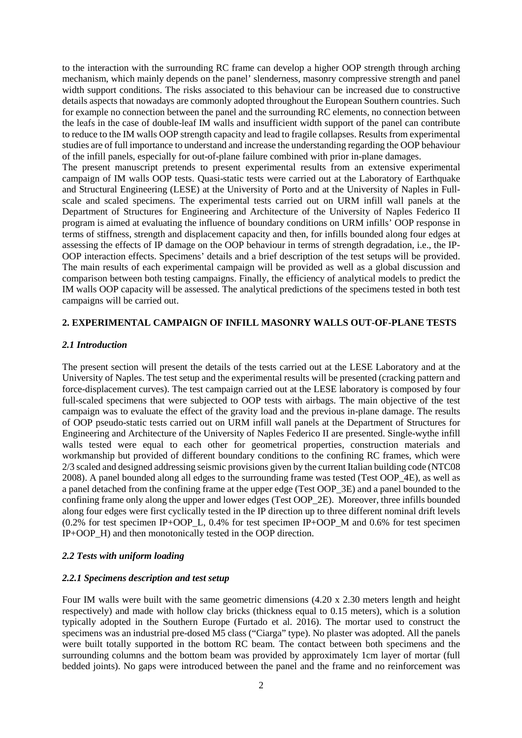to the interaction with the surrounding RC frame can develop a higher OOP strength through arching mechanism, which mainly depends on the panel' slenderness, masonry compressive strength and panel width support conditions. The risks associated to this behaviour can be increased due to constructive details aspects that nowadays are commonly adopted throughout the European Southern countries. Such for example no connection between the panel and the surrounding RC elements, no connection between the leafs in the case of double-leaf IM walls and insufficient width support of the panel can contribute to reduce to the IM walls OOP strength capacity and lead to fragile collapses. Results from experimental studies are of full importance to understand and increase the understanding regarding the OOP behaviour of the infill panels, especially for out-of-plane failure combined with prior in-plane damages.

The present manuscript pretends to present experimental results from an extensive experimental campaign of IM walls OOP tests. Quasi-static tests were carried out at the Laboratory of Earthquake and Structural Engineering (LESE) at the University of Porto and at the University of Naples in Full-scale and scaled specimens. The experimental tests carried out on URM infill wall panels at the Department of Structures for Engineering and Architecture of the University of Naples Federico II program is aimed at evaluating the influence of boundary conditions on URM infills' OOP response in terms of stiffness, strength and displacement capacity and then, for infills bounded along four edges at assessing the effects of IP damage on the OOP behaviour in terms of strength degradation, i.e., the IP-OOP interaction effects. Specimens' details and a brief description of the test setups will be provided. The main results of each experimental campaign will be provided as well as a global discussion and comparison between both testing campaigns. Finally, the efficiency of analytical models to predict the IM walls OOP capacity will be assessed. The analytical predictions of the specimens tested in both test campaigns will be carried out.

## 2. EXPERIMENTAL CAMPAIGN OF INFILL MASONRY WALLS OUT-OF-PLANE TESTS

### *2.1 Introduction*

The present section will present the details of the tests carried out at the LESE Laboratory and at the University of Naples. The test setup and the experimental results will be presented (cracking pattern and force-displacement curves). The test campaign carried out at the LESE laboratory is composed by four full-scaled specimens that were subjected to OOP tests with airbags. The main objective of the test campaign was to evaluate the effect of the gravity load and the previous in-plane damage. The results of OOP pseudo-static tests carried out on URM infill wall panels at the Department of Structures for Engineering and Architecture of the University of Naples Federico II are presented. Single-wythe infill walls tested were equal to each other for geometrical properties, construction materials and workmanship but provided of different boundary conditions to the confining RC frames, which were 2/3 scaled and designed addressing seismic provisions given by the current Italian building code (NTC08 2008). A panel bounded along all edges to the surrounding frame was tested (Test OOP_4E), as well as a panel detached from the confining frame at the upper edge (Test OOP_3E) and a panel bounded to the confining frame only along the upper and lower edges (Test OOP_2E). Moreover, three infills bounded along four edges were first cyclically tested in the IP direction up to three different nominal drift levels (0.2% for test specimen IP+OOP_L, 0.4% for test specimen IP+OOP_M and 0.6% for test specimen IP+OOP_H) and then monotonically tested in the OOP direction.

### *2.2 Tests with uniform loading*

#### *2.2.1 Specimens description and test setup*

Four IM walls were built with the same geometric dimensions (4.20 x 2.30 meters length and height respectively) and made with hollow clay bricks (thickness equal to 0.15 meters), which is a solution typically adopted in the Southern Europe (Furtado et al. 2016). The mortar used to construct the specimens was an industrial pre-dosed M5 class ("Ciarga" type). No plaster was adopted. All the panels were built totally supported in the bottom RC beam. The contact between both specimens and the surrounding columns and the bottom beam was provided by approximately 1cm layer of mortar (full bedded joints). No gaps were introduced between the panel and the frame and no reinforcement was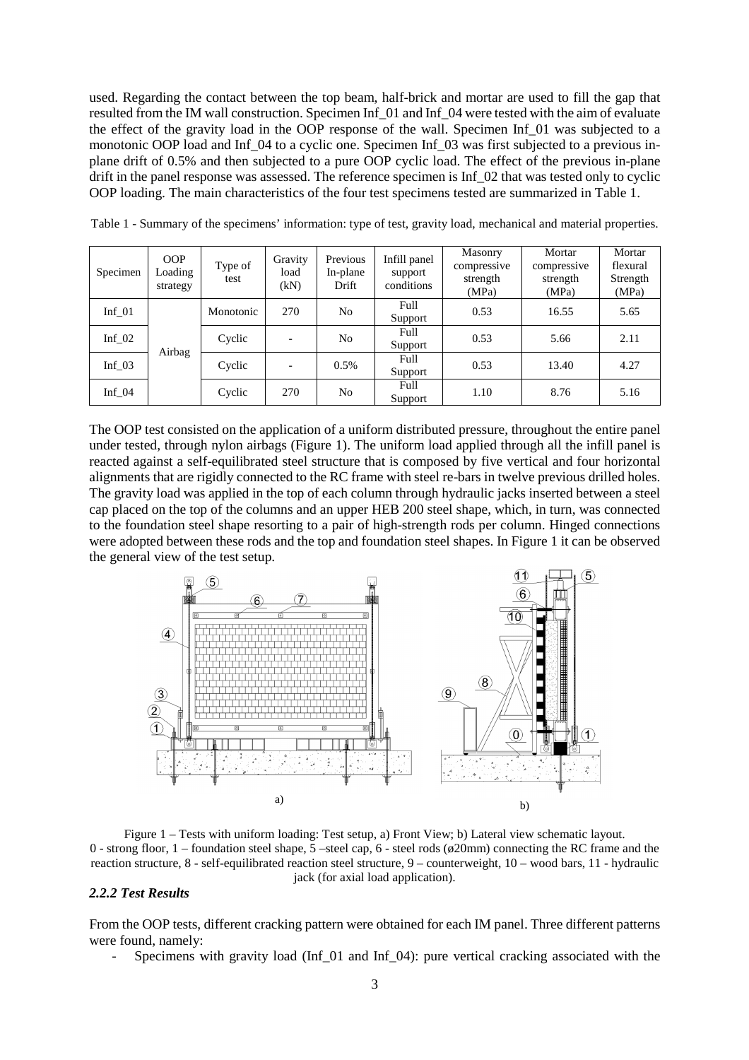used. Regarding the contact between the top beam, half-brick and mortar are used to fill the gap that resulted from the IM wall construction. Specimen Inf_01 and Inf_04 were tested with the aim of evaluate the effect of the gravity load in the OOP response of the wall. Specimen Inf_01 was subjected to a monotonic OOP load and Inf_04 to a cyclic one. Specimen Inf_03 was first subjected to a previous in-plane drift of 0.5% and then subjected to a pure OOP cyclic load. The effect of the previous in-plane drift in the panel response was assessed. The reference specimen is Inf_02 that was tested only to cyclic OOP loading. The main characteristics of the four test specimens tested are summarized in Table 1.

Table 1 - Summary of the specimens' information: type of test, gravity load, mechanical and material properties.

| Specimen | OOP Loading strategy | Type of test | Gravity load (kN) | Previous In-plane Drift | Infill panel support conditions | Masonry compressive strength (MPa) | Mortar compressive strength (MPa) | Mortar flexural Strength (MPa) |
|---|---|---|---|---|---|---|---|---|
| Inf_01 | Airbag | Monotonic | 270 | No | Full Support | 0.53 | 16.55 | 5.65 |
| Inf_02 | | Cyclic | - | No | Full Support | 0.53 | 5.66 | 2.11 |
| Inf_03 | | Cyclic | - | 0.5% | Full Support | 0.53 | 13.40 | 4.27 |
| Inf_04 | | Cyclic | 270 | No | Full Support | 1.10 | 8.76 | 5.16 |

The OOP test consisted on the application of a uniform distributed pressure, throughout the entire panel under tested, through nylon airbags (Figure 1). The uniform load applied through all the infill panel is reacted against a self-equilibrated steel structure that is composed by five vertical and four horizontal alignments that are rigidly connected to the RC frame with steel re-bars in twelve previous drilled holes. The gravity load was applied in the top of each column through hydraulic jacks inserted between a steel cap placed on the top of the columns and an upper HEB 200 steel shape, which, in turn, was connected to the foundation steel shape resorting to a pair of high-strength rods per column. Hinged connections were adopted between these rods and the top and foundation steel shapes. In Figure 1 it can be observed the general view of the test setup.

Figure 1 – Tests with uniform loading: Test setup, a) Front View; b) Lateral view schematic layout. 0 - strong floor, 1 – foundation steel shape, 5 –steel cap, 6 - steel rods (ø20mm) connecting the RC frame and the reaction structure, 8 - self-equilibrated reaction steel structure, 9 – counterweight, 10 – wood bars, 11 - hydraulic jack (for axial load application).

### *2.2.2 Test Results*

From the OOP tests, different cracking pattern were obtained for each IM panel. Three different patterns were found, namely:

- Specimens with gravity load (Inf_01 and Inf_04): pure vertical cracking associated with the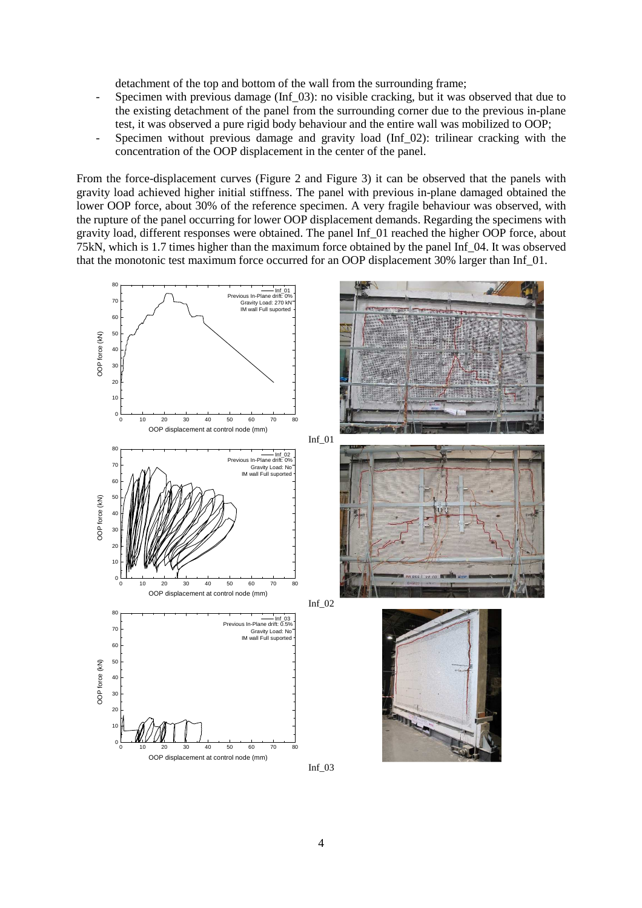detachment of the top and bottom of the wall from the surrounding frame;

- Specimen with previous damage (Inf_03): no visible cracking, but it was observed that due to the existing detachment of the panel from the surrounding corner due to the previous in-plane test, it was observed a pure rigid body behaviour and the entire wall was mobilized to OOP;
- Specimen without previous damage and gravity load (Inf_02): trilinear cracking with the concentration of the OOP displacement in the center of the panel.

From the force-displacement curves (Figure 2 and Figure 3) it can be observed that the panels with gravity load achieved higher initial stiffness. The panel with previous in-plane damaged obtained the lower OOP force, about 30% of the reference specimen. A very fragile behaviour was observed, with the rupture of the panel occurring for lower OOP displacement demands. Regarding the specimens with gravity load, different responses were obtained. The panel Inf_01 reached the higher OOP force, about 75kN, which is 1.7 times higher than the maximum force obtained by the panel Inf_04. It was observed that the monotonic test maximum force occurred for an OOP displacement 30% larger than Inf_01.

Inf_01

Inf_02

Inf_03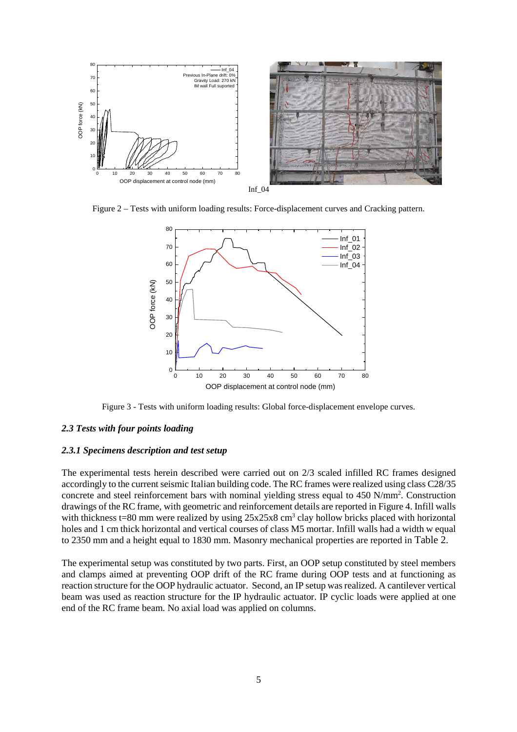Inf_04

Figure 2 – Tests with uniform loading results: Force-displacement curves and Cracking pattern.

Figure 3 - Tests with uniform loading results: Global force-displacement envelope curves.

### *2.3 Tests with four points loading*

#### *2.3.1 Specimens description and test setup*

The experimental tests herein described were carried out on 2/3 scaled infilled RC frames designed accordingly to the current seismic Italian building code. The RC frames were realized using class C28/35 concrete and steel reinforcement bars with nominal yielding stress equal to 450 N/mm$^2$. Construction drawings of the RC frame, with geometric and reinforcement details are reported in Figure 4. Infill walls with thickness t=80 mm were realized by using 25x25x8 cm$^3$ clay hollow bricks placed with horizontal holes and 1 cm thick horizontal and vertical courses of class M5 mortar. Infill walls had a width w equal to 2350 mm and a height equal to 1830 mm. Masonry mechanical properties are reported in Table 2.

The experimental setup was constituted by two parts. First, an OOP setup constituted by steel members and clamps aimed at preventing OOP drift of the RC frame during OOP tests and at functioning as reaction structure for the OOP hydraulic actuator. Second, an IP setup was realized. A cantilever vertical beam was used as reaction structure for the IP hydraulic actuator. IP cyclic loads were applied at one end of the RC frame beam. No axial load was applied on columns.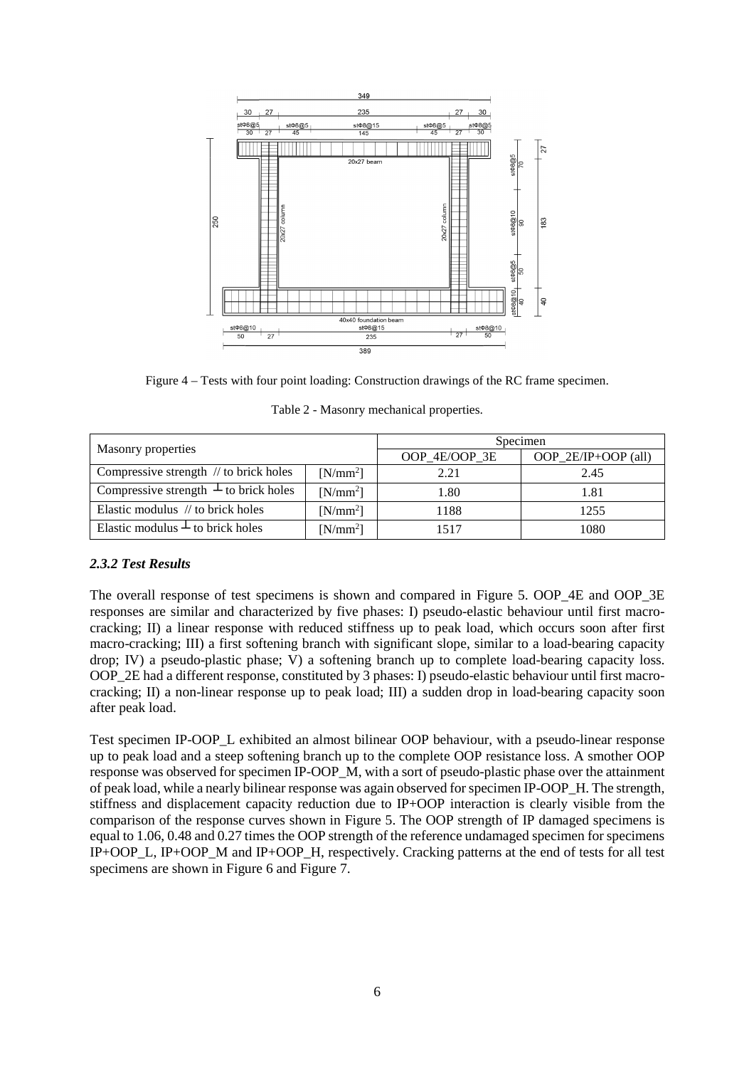Figure 4 – Tests with four point loading: Construction drawings of the RC frame specimen.

Table 2 - Masonry mechanical properties.

| Masonry properties | | Specimen | |
|---|---|---|---|
| | | OOP_4E/OOP_3E | OOP_2E/IP+OOP (all) |
| Compressive strength // to brick holes | [N/mm$^2$] | 2.21 | 2.45 |
| Compressive strength ⊥ to brick holes | [N/mm$^2$] | 1.80 | 1.81 |
| Elastic modulus // to brick holes | [N/mm$^2$] | 1188 | 1255 |
| Elastic modulus ⊥ to brick holes | [N/mm$^2$] | 1517 | 1080 |

### *2.3.2 Test Results*

The overall response of test specimens is shown and compared in Figure 5. OOP_4E and OOP_3E responses are similar and characterized by five phases: I) pseudo-elastic behaviour until first macro-cracking; II) a linear response with reduced stiffness up to peak load, which occurs soon after first macro-cracking; III) a first softening branch with significant slope, similar to a load-bearing capacity drop; IV) a pseudo-plastic phase; V) a softening branch up to complete load-bearing capacity loss. OOP_2E had a different response, constituted by 3 phases: I) pseudo-elastic behaviour until first macro-cracking; II) a non-linear response up to peak load; III) a sudden drop in load-bearing capacity soon after peak load.

Test specimen IP-OOP_L exhibited an almost bilinear OOP behaviour, with a pseudo-linear response up to peak load and a steep softening branch up to the complete OOP resistance loss. A smother OOP response was observed for specimen IP-OOP_M, with a sort of pseudo-plastic phase over the attainment of peak load, while a nearly bilinear response was again observed for specimen IP-OOP_H. The strength, stiffness and displacement capacity reduction due to IP+OOP interaction is clearly visible from the comparison of the response curves shown in Figure 5. The OOP strength of IP damaged specimens is equal to 1.06, 0.48 and 0.27 times the OOP strength of the reference undamaged specimen for specimens IP+OOP_L, IP+OOP_M and IP+OOP_H, respectively. Cracking patterns at the end of tests for all test specimens are shown in Figure 6 and Figure 7.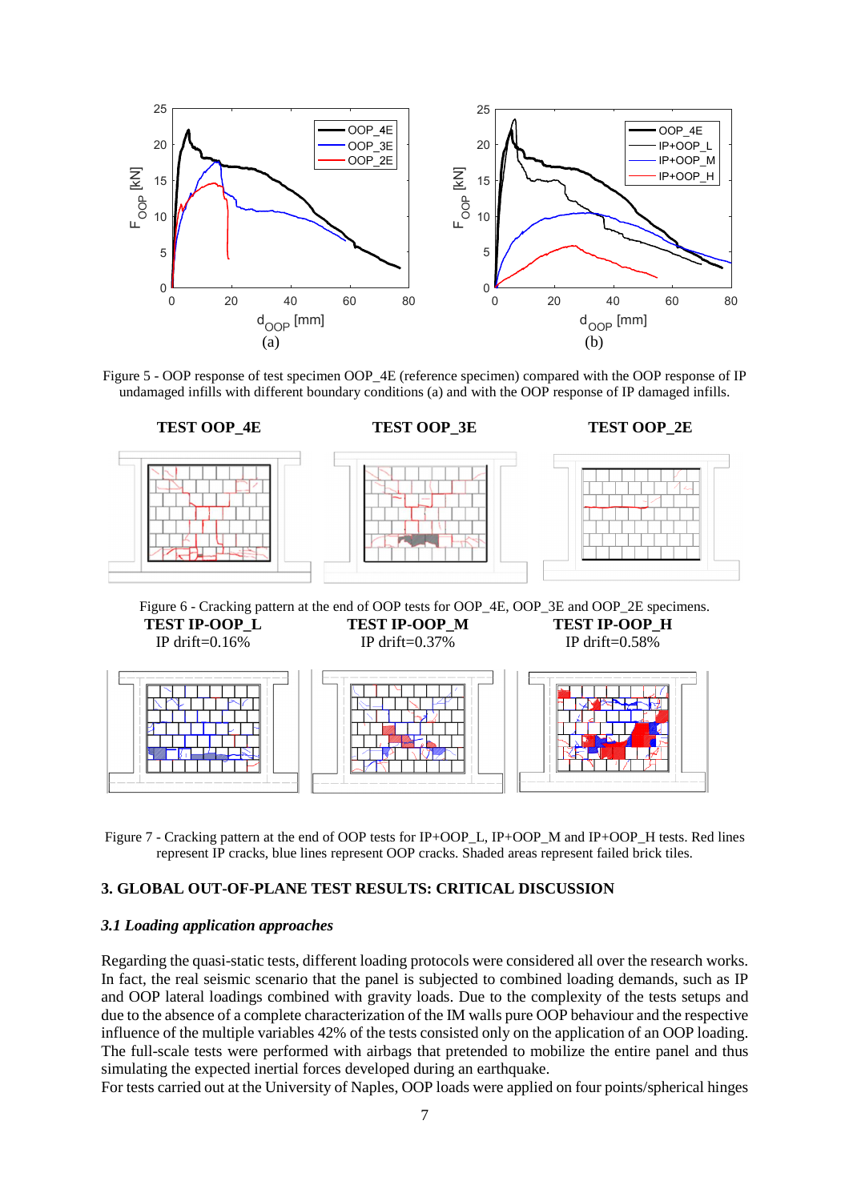Figure 5 - OOP response of test specimen OOP_4E (reference specimen) compared with the OOP response of IP undamaged infills with different boundary conditions (a) and with the OOP response of IP damaged infills.

Figure 6 - Cracking pattern at the end of OOP tests for OOP_4E, OOP_3E and OOP_2E specimens.

Figure 7 - Cracking pattern at the end of OOP tests for IP+OOP_L, IP+OOP_M and IP+OOP_H tests. Red lines represent IP cracks, blue lines represent OOP cracks. Shaded areas represent failed brick tiles.

## 3. GLOBAL OUT-OF-PLANE TEST RESULTS: CRITICAL DISCUSSION

### *3.1 Loading application approaches*

Regarding the quasi-static tests, different loading protocols were considered all over the research works. In fact, the real seismic scenario that the panel is subjected to combined loading demands, such as IP and OOP lateral loadings combined with gravity loads. Due to the complexity of the tests setups and due to the absence of a complete characterization of the IM walls pure OOP behaviour and the respective influence of the multiple variables 42% of the tests consisted only on the application of an OOP loading. The full-scale tests were performed with airbags that pretended to mobilize the entire panel and thus simulating the expected inertial forces developed during an earthquake.

For tests carried out at the University of Naples, OOP loads were applied on four points/spherical hinges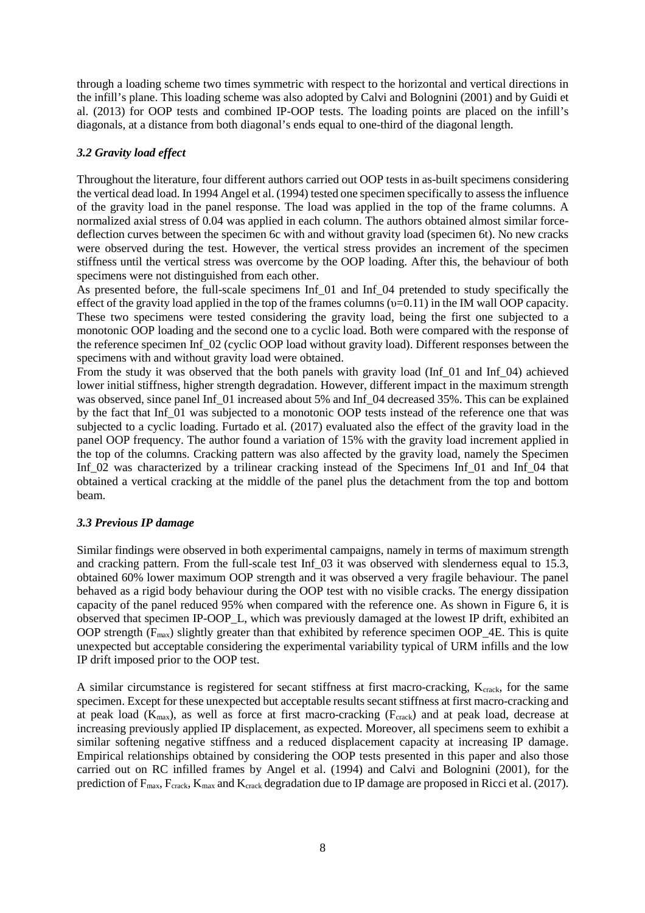through a loading scheme two times symmetric with respect to the horizontal and vertical directions in the infill's plane. This loading scheme was also adopted by Calvi and Bolognini (2001) and by Guidi et al. (2013) for OOP tests and combined IP-OOP tests. The loading points are placed on the infill's diagonals, at a distance from both diagonal's ends equal to one-third of the diagonal length.

### *3.2 Gravity load effect*

Throughout the literature, four different authors carried out OOP tests in as-built specimens considering the vertical dead load. In 1994 Angel et al. (1994) tested one specimen specifically to assess the influence of the gravity load in the panel response. The load was applied in the top of the frame columns. A normalized axial stress of 0.04 was applied in each column. The authors obtained almost similar force-deflection curves between the specimen 6c with and without gravity load (specimen 6t). No new cracks were observed during the test. However, the vertical stress provides an increment of the specimen stiffness until the vertical stress was overcome by the OOP loading. After this, the behaviour of both specimens were not distinguished from each other.

As presented before, the full-scale specimens Inf_01 and Inf_04 pretended to study specifically the effect of the gravity load applied in the top of the frames columns ($\upsilon$=0.11) in the IM wall OOP capacity. These two specimens were tested considering the gravity load, being the first one subjected to a monotonic OOP loading and the second one to a cyclic load. Both were compared with the response of the reference specimen Inf_02 (cyclic OOP load without gravity load). Different responses between the specimens with and without gravity load were obtained.

From the study it was observed that the both panels with gravity load (Inf_01 and Inf_04) achieved lower initial stiffness, higher strength degradation. However, different impact in the maximum strength was observed, since panel Inf_01 increased about 5% and Inf_04 decreased 35%. This can be explained by the fact that Inf_01 was subjected to a monotonic OOP tests instead of the reference one that was subjected to a cyclic loading. Furtado et al. (2017) evaluated also the effect of the gravity load in the panel OOP frequency. The author found a variation of 15% with the gravity load increment applied in the top of the columns. Cracking pattern was also affected by the gravity load, namely the Specimen Inf_02 was characterized by a trilinear cracking instead of the Specimens Inf_01 and Inf_04 that obtained a vertical cracking at the middle of the panel plus the detachment from the top and bottom beam.

### *3.3 Previous IP damage*

Similar findings were observed in both experimental campaigns, namely in terms of maximum strength and cracking pattern. From the full-scale test Inf_03 it was observed with slenderness equal to 15.3, obtained 60% lower maximum OOP strength and it was observed a very fragile behaviour. The panel behaved as a rigid body behaviour during the OOP test with no visible cracks. The energy dissipation capacity of the panel reduced 95% when compared with the reference one. As shown in Figure 6, it is observed that specimen IP-OOP_L, which was previously damaged at the lowest IP drift, exhibited an OOP strength ($F_{max}$) slightly greater than that exhibited by reference specimen OOP_4E. This is quite unexpected but acceptable considering the experimental variability typical of URM infills and the low IP drift imposed prior to the OOP test.

A similar circumstance is registered for secant stiffness at first macro-cracking, $K_{crack}$, for the same specimen. Except for these unexpected but acceptable results secant stiffness at first macro-cracking and at peak load ($K_{max}$), as well as force at first macro-cracking ($F_{crack}$) and at peak load, decrease at increasing previously applied IP displacement, as expected. Moreover, all specimens seem to exhibit a similar softening negative stiffness and a reduced displacement capacity at increasing IP damage. Empirical relationships obtained by considering the OOP tests presented in this paper and also those carried out on RC infilled frames by Angel et al. (1994) and Calvi and Bolognini (2001), for the prediction of $F_{max}$, $F_{crack}$, $K_{max}$ and $K_{crack}$ degradation due to IP damage are proposed in Ricci et al. (2017).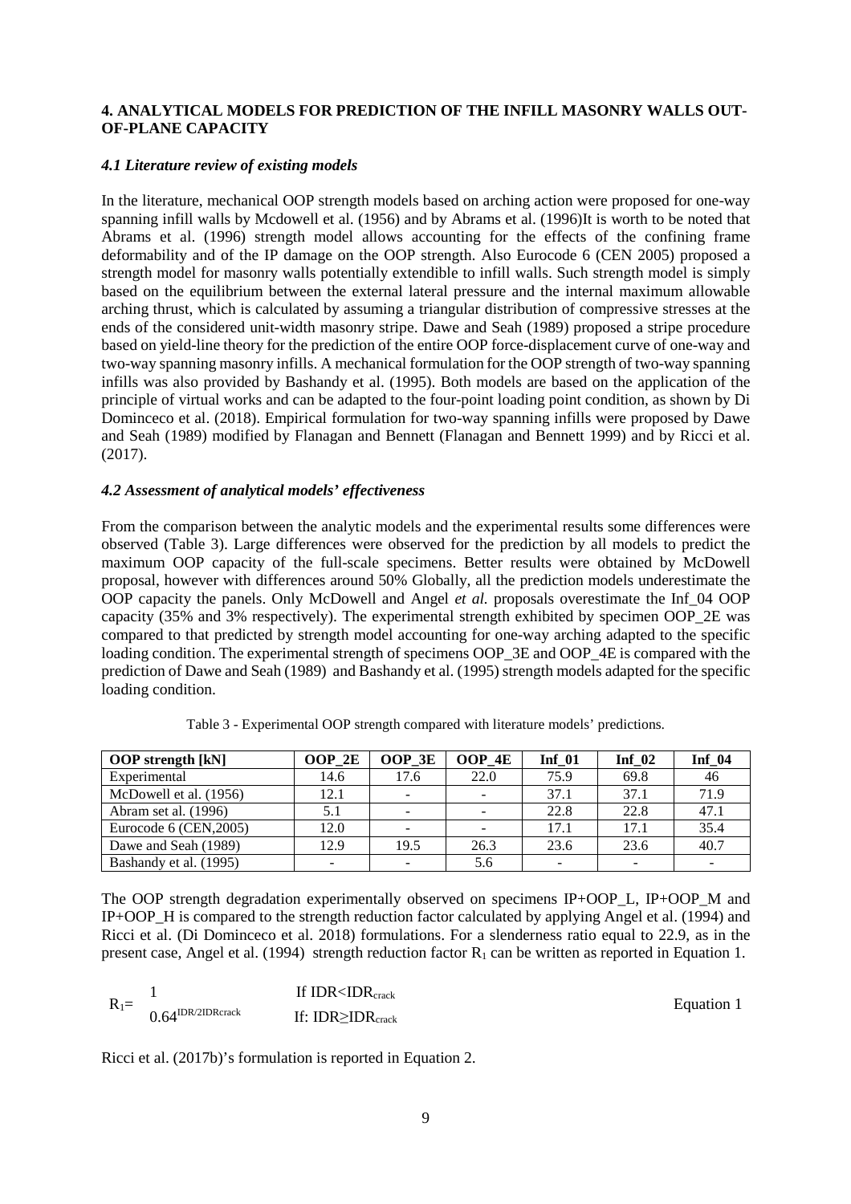## 4. ANALYTICAL MODELS FOR PREDICTION OF THE INFILL MASONRY WALLS OUT-OF-PLANE CAPACITY

### *4.1 Literature review of existing models*

In the literature, mechanical OOP strength models based on arching action were proposed for one-way spanning infill walls by Mcdowell et al. (1956) and by Abrams et al. (1996)It is worth to be noted that Abrams et al. (1996) strength model allows accounting for the effects of the confining frame deformability and of the IP damage on the OOP strength. Also Eurocode 6 (CEN 2005) proposed a strength model for masonry walls potentially extendible to infill walls. Such strength model is simply based on the equilibrium between the external lateral pressure and the internal maximum allowable arching thrust, which is calculated by assuming a triangular distribution of compressive stresses at the ends of the considered unit-width masonry stripe. Dawe and Seah (1989) proposed a stripe procedure based on yield-line theory for the prediction of the entire OOP force-displacement curve of one-way and two-way spanning masonry infills. A mechanical formulation for the OOP strength of two-way spanning infills was also provided by Bashandy et al. (1995). Both models are based on the application of the principle of virtual works and can be adapted to the four-point loading point condition, as shown by Di Dominceco et al. (2018). Empirical formulation for two-way spanning infills were proposed by Dawe and Seah (1989) modified by Flanagan and Bennett (Flanagan and Bennett 1999) and by Ricci et al. (2017).

### *4.2 Assessment of analytical models' effectiveness*

From the comparison between the analytic models and the experimental results some differences were observed (Table 3). Large differences were observed for the prediction by all models to predict the maximum OOP capacity of the full-scale specimens. Better results were obtained by McDowell proposal, however with differences around 50% Globally, all the prediction models underestimate the OOP capacity the panels. Only McDowell and Angel *et al.* proposals overestimate the Inf_04 OOP capacity (35% and 3% respectively). The experimental strength exhibited by specimen OOP_2E was compared to that predicted by strength model accounting for one-way arching adapted to the specific loading condition. The experimental strength of specimens OOP_3E and OOP_4E is compared with the prediction of Dawe and Seah (1989) and Bashandy et al. (1995) strength models adapted for the specific loading condition.

Table 3 - Experimental OOP strength compared with literature models' predictions.

| OOP strength [kN] | OOP_2E | OOP_3E | OOP_4E | Inf_01 | Inf_02 | Inf_04 |
|---|---|---|---|---|---|---|
| Experimental | 14.6 | 17.6 | 22.0 | 75.9 | 69.8 | 46 |
| McDowell et al. (1956) | 12.1 | - | - | 37.1 | 37.1 | 71.9 |
| Abram set al. (1996) | 5.1 | - | - | 22.8 | 22.8 | 47.1 |
| Eurocode 6 (CEN,2005) | 12.0 | - | - | 17.1 | 17.1 | 35.4 |
| Dawe and Seah (1989) | 12.9 | 19.5 | 26.3 | 23.6 | 23.6 | 40.7 |
| Bashandy et al. (1995) | - | - | 5.6 | - | - | - |

The OOP strength degradation experimentally observed on specimens IP+OOP_L, IP+OOP_M and IP+OOP_H is compared to the strength reduction factor calculated by applying Angel et al. (1994) and Ricci et al. (Di Dominceco et al. 2018) formulations. For a slenderness ratio equal to 22.9, as in the present case, Angel et al. (1994) strength reduction factor $R_1$ can be written as reported in Equation 1.

$$R_1 = \begin{cases} 1 & \text{If } IDR < IDR_{crack} \\ 0.64^{IDR/2IDR_{crack}} & \text{If: } IDR \geq IDR_{crack} \end{cases} \qquad \text{Equation 1}$$

Ricci et al. (2017b)'s formulation is reported in Equation 2.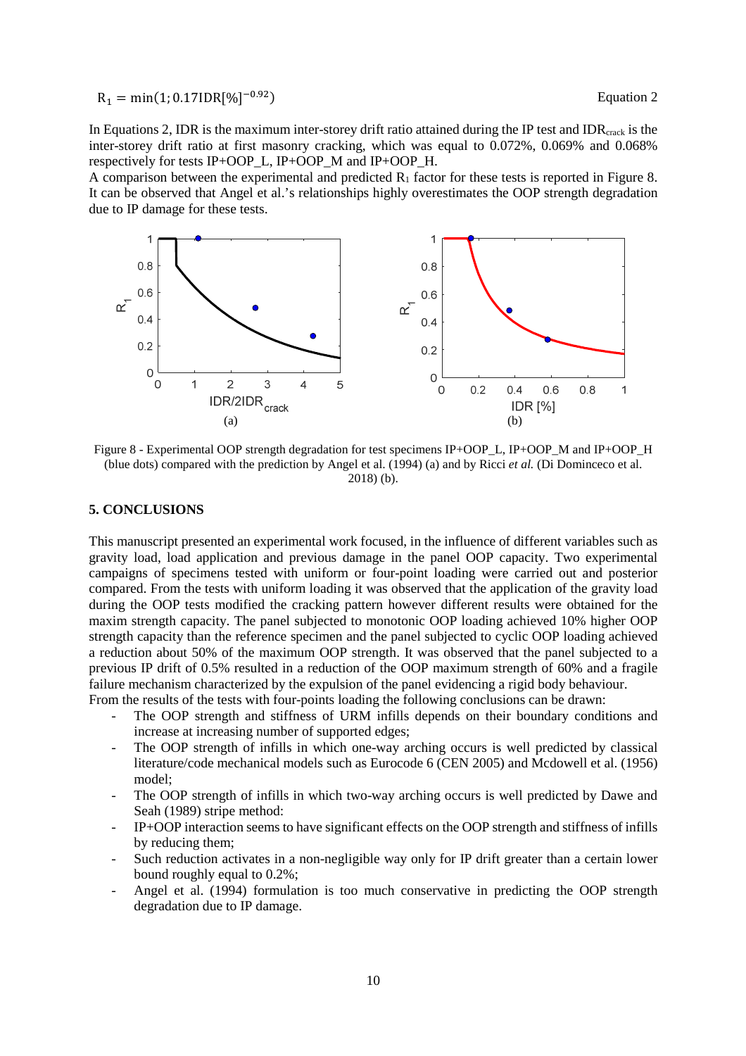$$R_1 = \min(1; 0.17\text{IDR}[\%]^{-0.92}) \qquad \text{Equation 2}$$

In Equations 2, IDR is the maximum inter-storey drift ratio attained during the IP test and $\text{IDR}_{crack}$ is the inter-storey drift ratio at first masonry cracking, which was equal to 0.072%, 0.069% and 0.068% respectively for tests IP+OOP_L, IP+OOP_M and IP+OOP_H.

A comparison between the experimental and predicted $R_1$ factor for these tests is reported in Figure 8. It can be observed that Angel et al.'s relationships highly overestimates the OOP strength degradation due to IP damage for these tests.

Figure 8 - Experimental OOP strength degradation for test specimens IP+OOP_L, IP+OOP_M and IP+OOP_H (blue dots) compared with the prediction by Angel et al. (1994) (a) and by Ricci *et al.* (Di Dominceco et al. 2018) (b).

## 5. CONCLUSIONS

This manuscript presented an experimental work focused, in the influence of different variables such as gravity load, load application and previous damage in the panel OOP capacity. Two experimental campaigns of specimens tested with uniform or four-point loading were carried out and posterior compared. From the tests with uniform loading it was observed that the application of the gravity load during the OOP tests modified the cracking pattern however different results were obtained for the maxim strength capacity. The panel subjected to monotonic OOP loading achieved 10% higher OOP strength capacity than the reference specimen and the panel subjected to cyclic OOP loading achieved a reduction about 50% of the maximum OOP strength. It was observed that the panel subjected to a previous IP drift of 0.5% resulted in a reduction of the OOP maximum strength of 60% and a fragile failure mechanism characterized by the expulsion of the panel evidencing a rigid body behaviour.

From the results of the tests with four-points loading the following conclusions can be drawn:

- The OOP strength and stiffness of URM infills depends on their boundary conditions and increase at increasing number of supported edges;
- The OOP strength of infills in which one-way arching occurs is well predicted by classical literature/code mechanical models such as Eurocode 6 (CEN 2005) and Mcdowell et al. (1956) model;
- The OOP strength of infills in which two-way arching occurs is well predicted by Dawe and Seah (1989) stripe method:
- IP+OOP interaction seems to have significant effects on the OOP strength and stiffness of infills by reducing them;
- Such reduction activates in a non-negligible way only for IP drift greater than a certain lower bound roughly equal to 0.2%;
- Angel et al. (1994) formulation is too much conservative in predicting the OOP strength degradation due to IP damage.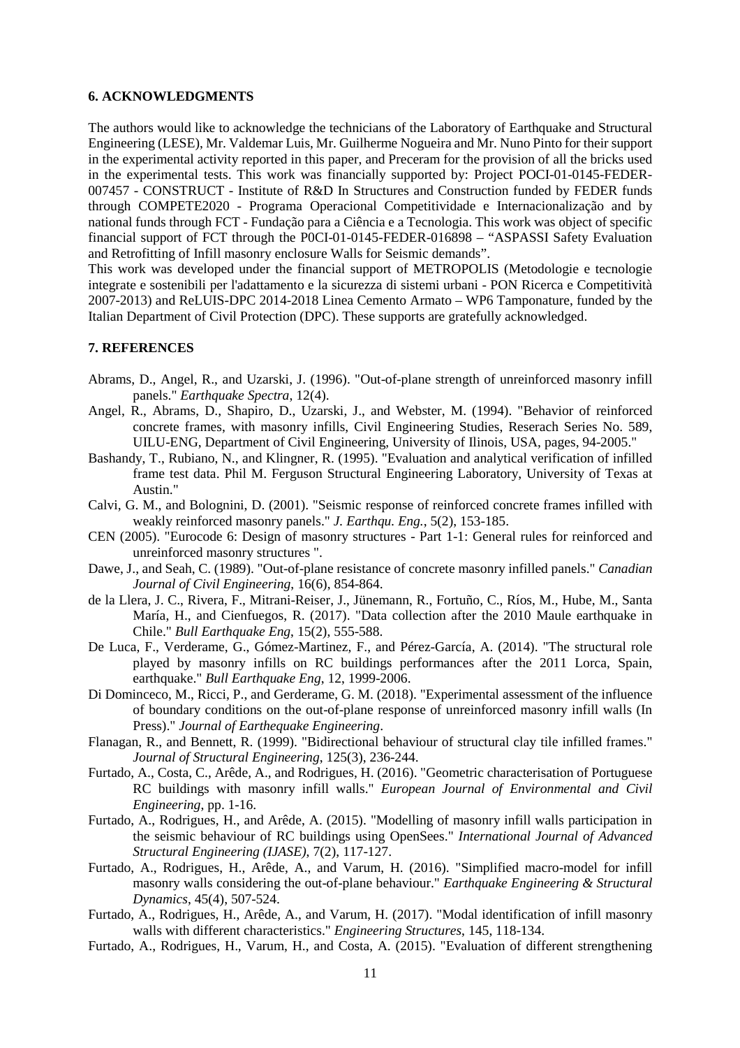## 6. ACKNOWLEDGMENTS

The authors would like to acknowledge the technicians of the Laboratory of Earthquake and Structural Engineering (LESE), Mr. Valdemar Luis, Mr. Guilherme Nogueira and Mr. Nuno Pinto for their support in the experimental activity reported in this paper, and Preceram for the provision of all the bricks used in the experimental tests. This work was financially supported by: Project POCI-01-0145-FEDER-007457 - CONSTRUCT - Institute of R&D In Structures and Construction funded by FEDER funds through COMPETE2020 - Programa Operacional Competitividade e Internacionalização and by national funds through FCT - Fundação para a Ciência e a Tecnologia. This work was object of specific financial support of FCT through the P0CI-01-0145-FEDER-016898 – "ASPASSI Safety Evaluation and Retrofitting of Infill masonry enclosure Walls for Seismic demands".

This work was developed under the financial support of METROPOLIS (Metodologie e tecnologie integrate e sostenibili per l'adattamento e la sicurezza di sistemi urbani - PON Ricerca e Competitività 2007-2013) and ReLUIS-DPC 2014-2018 Linea Cemento Armato – WP6 Tamponature, funded by the Italian Department of Civil Protection (DPC). These supports are gratefully acknowledged.

## 7. REFERENCES

Abrams, D., Angel, R., and Uzarski, J. (1996). "Out-of-plane strength of unreinforced masonry infill panels." *Earthquake Spectra*, 12(4).

Angel, R., Abrams, D., Shapiro, D., Uzarski, J., and Webster, M. (1994). "Behavior of reinforced concrete frames, with masonry infills, Civil Engineering Studies, Reserach Series No. 589, UILU-ENG, Department of Civil Engineering, University of Ilinois, USA, pages, 94-2005."

Bashandy, T., Rubiano, N., and Klingner, R. (1995). "Evaluation and analytical verification of infilled frame test data. Phil M. Ferguson Structural Engineering Laboratory, University of Texas at Austin."

Calvi, G. M., and Bolognini, D. (2001). "Seismic response of reinforced concrete frames infilled with weakly reinforced masonry panels." *J. Earthqu. Eng.*, 5(2), 153-185.

CEN (2005). "Eurocode 6: Design of masonry structures - Part 1-1: General rules for reinforced and unreinforced masonry structures ".

Dawe, J., and Seah, C. (1989). "Out-of-plane resistance of concrete masonry infilled panels." *Canadian Journal of Civil Engineering*, 16(6), 854-864.

de la Llera, J. C., Rivera, F., Mitrani-Reiser, J., Jünemann, R., Fortuño, C., Ríos, M., Hube, M., Santa María, H., and Cienfuegos, R. (2017). "Data collection after the 2010 Maule earthquake in Chile." *Bull Earthquake Eng*, 15(2), 555-588.

De Luca, F., Verderame, G., Gómez-Martinez, F., and Pérez-García, A. (2014). "The structural role played by masonry infills on RC buildings performances after the 2011 Lorca, Spain, earthquake." *Bull Earthquake Eng*, 12, 1999-2006.

Di Dominceco, M., Ricci, P., and Gerderame, G. M. (2018). "Experimental assessment of the influence of boundary conditions on the out-of-plane response of unreinforced masonry infill walls (In Press)." *Journal of Earthequake Engineering*.

Flanagan, R., and Bennett, R. (1999). "Bidirectional behaviour of structural clay tile infilled frames." *Journal of Structural Engineering*, 125(3), 236-244.

Furtado, A., Costa, C., Arêde, A., and Rodrigues, H. (2016). "Geometric characterisation of Portuguese RC buildings with masonry infill walls." *European Journal of Environmental and Civil Engineering*, pp. 1-16.

Furtado, A., Rodrigues, H., and Arêde, A. (2015). "Modelling of masonry infill walls participation in the seismic behaviour of RC buildings using OpenSees." *International Journal of Advanced Structural Engineering (IJASE)*, 7(2), 117-127.

Furtado, A., Rodrigues, H., Arêde, A., and Varum, H. (2016). "Simplified macro-model for infill masonry walls considering the out-of-plane behaviour." *Earthquake Engineering & Structural Dynamics*, 45(4), 507-524.

Furtado, A., Rodrigues, H., Arêde, A., and Varum, H. (2017). "Modal identification of infill masonry walls with different characteristics." *Engineering Structures*, 145, 118-134.

Furtado, A., Rodrigues, H., Varum, H., and Costa, A. (2015). "Evaluation of different strengthening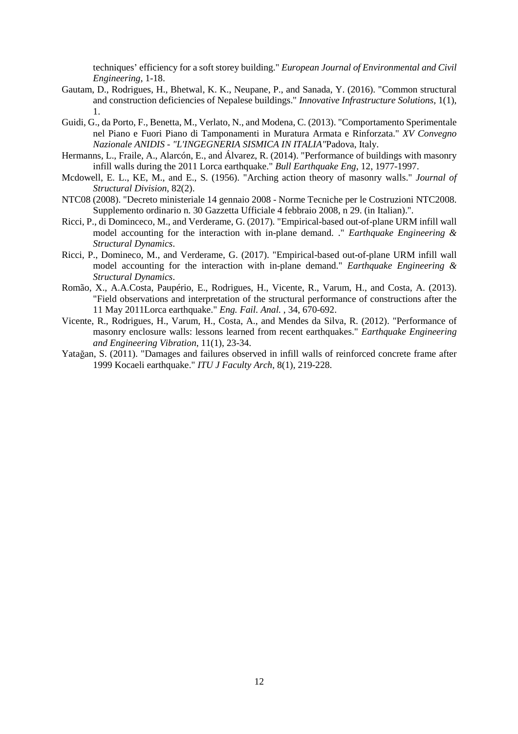techniques' efficiency for a soft storey building." *European Journal of Environmental and Civil Engineering*, 1-18.

Gautam, D., Rodrigues, H., Bhetwal, K. K., Neupane, P., and Sanada, Y. (2016). "Common structural and construction deficiencies of Nepalese buildings." *Innovative Infrastructure Solutions*, 1(1), 1.

Guidi, G., da Porto, F., Benetta, M., Verlato, N., and Modena, C. (2013). "Comportamento Sperimentale nel Piano e Fuori Piano di Tamponamenti in Muratura Armata e Rinforzata." *XV Convegno Nazionale ANIDIS - "L'INGEGNERIA SISMICA IN ITALIA"*Padova, Italy.

Hermanns, L., Fraile, A., Alarcón, E., and Álvarez, R. (2014). "Performance of buildings with masonry infill walls during the 2011 Lorca earthquake." *Bull Earthquake Eng*, 12, 1977-1997.

Mcdowell, E. L., KE, M., and E., S. (1956). "Arching action theory of masonry walls." *Journal of Structural Division*, 82(2).

NTC08 (2008). "Decreto ministeriale 14 gennaio 2008 - Norme Tecniche per le Costruzioni NTC2008. Supplemento ordinario n. 30 Gazzetta Ufficiale 4 febbraio 2008, n 29. (in Italian).".

Ricci, P., di Dominceco, M., and Verderame, G. (2017). "Empirical-based out-of-plane URM infill wall model accounting for the interaction with in-plane demand. ." *Earthquake Engineering & Structural Dynamics*.

Ricci, P., Domineco, M., and Verderame, G. (2017). "Empirical-based out-of-plane URM infill wall model accounting for the interaction with in-plane demand." *Earthquake Engineering & Structural Dynamics*.

Romão, X., A.A.Costa, Paupério, E., Rodrigues, H., Vicente, R., Varum, H., and Costa, A. (2013). "Field observations and interpretation of the structural performance of constructions after the 11 May 2011Lorca earthquake." *Eng. Fail. Anal.* , 34, 670-692.

Vicente, R., Rodrigues, H., Varum, H., Costa, A., and Mendes da Silva, R. (2012). "Performance of masonry enclosure walls: lessons learned from recent earthquakes." *Earthquake Engineering and Engineering Vibration*, 11(1), 23-34.

Yatağan, S. (2011). "Damages and failures observed in infill walls of reinforced concrete frame after 1999 Kocaeli earthquake." *ITU J Faculty Arch*, 8(1), 219-228.